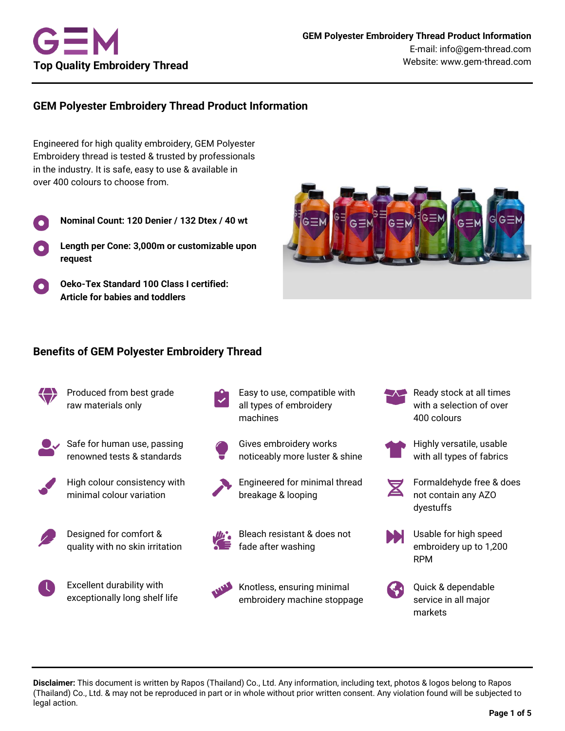# GEM Polyester Embroidery Thread Product Information

Engineered for high quality embroidery, GEM Polyester Embroidery thread is tested & trusted by professionals in the industry. It is safe, easy to use & available in over 400 colours to choose from.

- **Nominal Count: 120 Denier / 132 Dtex / 40 wt**
- **Length per Cone: 3,000m or customizable upon request**
- **Oeko-Tex Standard 100 Class I certified: Article for babies and toddlers**

## Benefits of GEM Polyester Embroidery Thread

- Produced from best grade raw materials only
- Easy to use, compatible with all types of embroidery machines
- Ready stock at all times with a selection of over 400 colours
- Safe for human use, passing renowned tests & standards
- Gives embroidery works noticeably more luster & shine
- Highly versatile, usable with all types of fabrics
- High colour consistency with minimal colour variation
- Engineered for minimal thread breakage & looping
- Formaldehyde free & does not contain any AZO dyestuffs
- Designed for comfort & quality with no skin irritation
- Bleach resistant & does not fade after washing
- Usable for high speed embroidery up to 1,200 RPM
- Excellent durability with exceptionally long shelf life
- Knotless, ensuring minimal embroidery machine stoppage
- Quick & dependable service in all major markets

**Disclaimer:** This document is written by Rapos (Thailand) Co., Ltd. Any information, including text, photos & logos belong to Rapos (Thailand) Co., Ltd. & may not be reproduced in part or in whole without prior written consent. Any violation found will be subjected to legal action.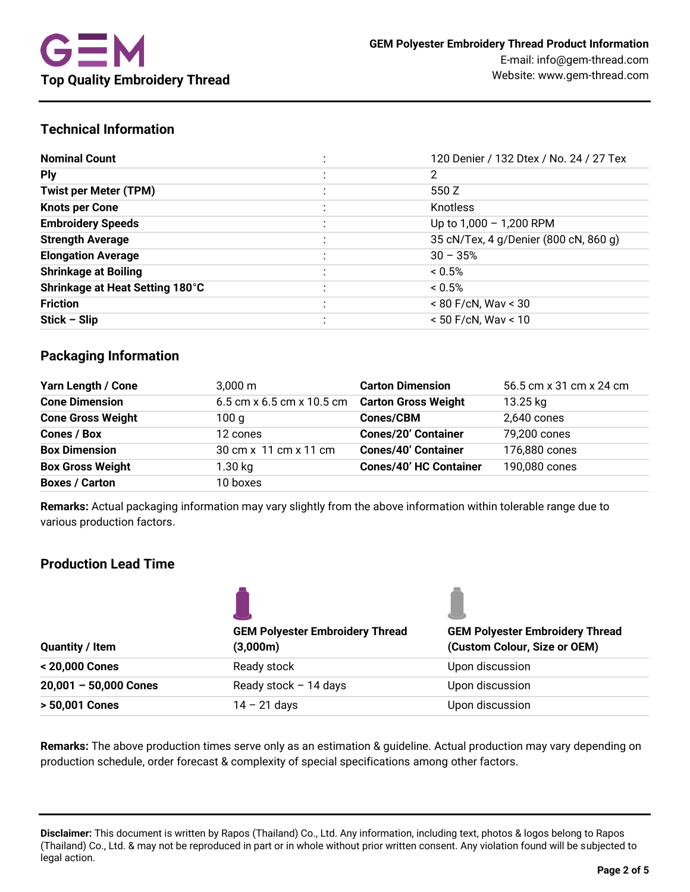## Technical Information

| | | |
|---|---|---|
| **Nominal Count** | : | 120 Denier / 132 Dtex / No. 24 / 27 Tex |
| **Ply** | : | 2 |
| **Twist per Meter (TPM)** | : | 550 Z |
| **Knots per Cone** | : | Knotless |
| **Embroidery Speeds** | : | Up to 1,000 – 1,200 RPM |
| **Strength Average** | : | 35 cN/Tex, 4 g/Denier (800 cN, 860 g) |
| **Elongation Average** | : | 30 – 35% |
| **Shrinkage at Boiling** | : | < 0.5% |
| **Shrinkage at Heat Setting 180°C** | : | < 0.5% |
| **Friction** | : | < 80 F/cN, Wav < 30 |
| **Stick – Slip** | : | < 50 F/cN, Wav < 10 |

## Packaging Information

| | | | |
|---|---|---|---|
| **Yarn Length / Cone** | 3,000 m | **Carton Dimension** | 56.5 cm x 31 cm x 24 cm |
| **Cone Dimension** | 6.5 cm x 6.5 cm x 10.5 cm | **Carton Gross Weight** | 13.25 kg |
| **Cone Gross Weight** | 100 g | **Cones/CBM** | 2,640 cones |
| **Cones / Box** | 12 cones | **Cones/20' Container** | 79,200 cones |
| **Box Dimension** | 30 cm x 11 cm x 11 cm | **Cones/40' Container** | 176,880 cones |
| **Box Gross Weight** | 1.30 kg | **Cones/40' HC Container** | 190,080 cones |
| **Boxes / Carton** | 10 boxes | | |

**Remarks:** Actual packaging information may vary slightly from the above information within tolerable range due to various production factors.

## Production Lead Time

| Quantity / Item | GEM Polyester Embroidery Thread (3,000m) | GEM Polyester Embroidery Thread (Custom Colour, Size or OEM) |
|---|---|---|
| **< 20,000 Cones** | Ready stock | Upon discussion |
| **20,001 – 50,000 Cones** | Ready stock – 14 days | Upon discussion |
| **> 50,001 Cones** | 14 – 21 days | Upon discussion |

**Remarks:** The above production times serve only as an estimation & guideline. Actual production may vary depending on production schedule, order forecast & complexity of special specifications among other factors.

**Disclaimer:** This document is written by Rapos (Thailand) Co., Ltd. Any information, including text, photos & logos belong to Rapos (Thailand) Co., Ltd. & may not be reproduced in part or in whole without prior written consent. Any violation found will be subjected to legal action.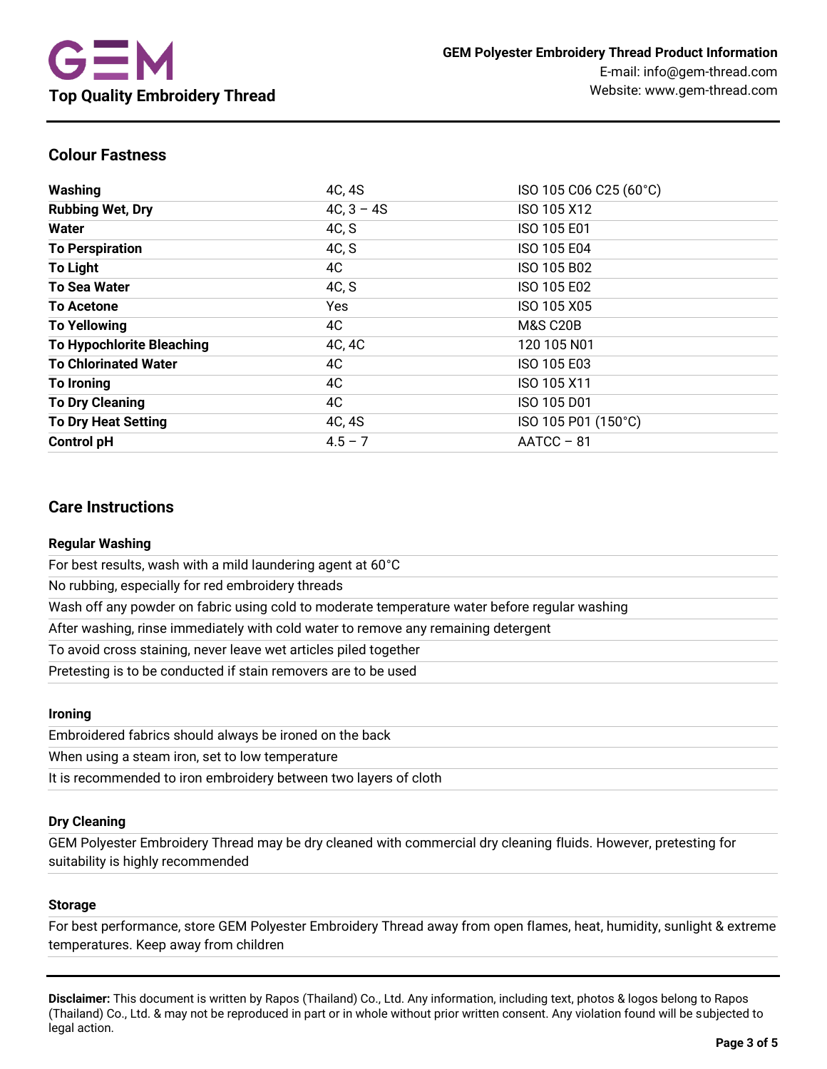## Colour Fastness

| | | |
|---|---|---|
| **Washing** | 4C, 4S | ISO 105 C06 C25 (60°C) |
| **Rubbing Wet, Dry** | 4C, 3 – 4S | ISO 105 X12 |
| **Water** | 4C, S | ISO 105 E01 |
| **To Perspiration** | 4C, S | ISO 105 E04 |
| **To Light** | 4C | ISO 105 B02 |
| **To Sea Water** | 4C, S | ISO 105 E02 |
| **To Acetone** | Yes | ISO 105 X05 |
| **To Yellowing** | 4C | M&S C20B |
| **To Hypochlorite Bleaching** | 4C, 4C | 120 105 N01 |
| **To Chlorinated Water** | 4C | ISO 105 E03 |
| **To Ironing** | 4C | ISO 105 X11 |
| **To Dry Cleaning** | 4C | ISO 105 D01 |
| **To Dry Heat Setting** | 4C, 4S | ISO 105 P01 (150°C) |
| **Control pH** | 4.5 – 7 | AATCC – 81 |

## Care Instructions

### Regular Washing

For best results, wash with a mild laundering agent at 60°C

No rubbing, especially for red embroidery threads

Wash off any powder on fabric using cold to moderate temperature water before regular washing

After washing, rinse immediately with cold water to remove any remaining detergent

To avoid cross staining, never leave wet articles piled together

Pretesting is to be conducted if stain removers are to be used

### Ironing

Embroidered fabrics should always be ironed on the back

When using a steam iron, set to low temperature

It is recommended to iron embroidery between two layers of cloth

### Dry Cleaning

GEM Polyester Embroidery Thread may be dry cleaned with commercial dry cleaning fluids. However, pretesting for suitability is highly recommended

### Storage

For best performance, store GEM Polyester Embroidery Thread away from open flames, heat, humidity, sunlight & extreme temperatures. Keep away from children

**Disclaimer:** This document is written by Rapos (Thailand) Co., Ltd. Any information, including text, photos & logos belong to Rapos (Thailand) Co., Ltd. & may not be reproduced in part or in whole without prior written consent. Any violation found will be subjected to legal action.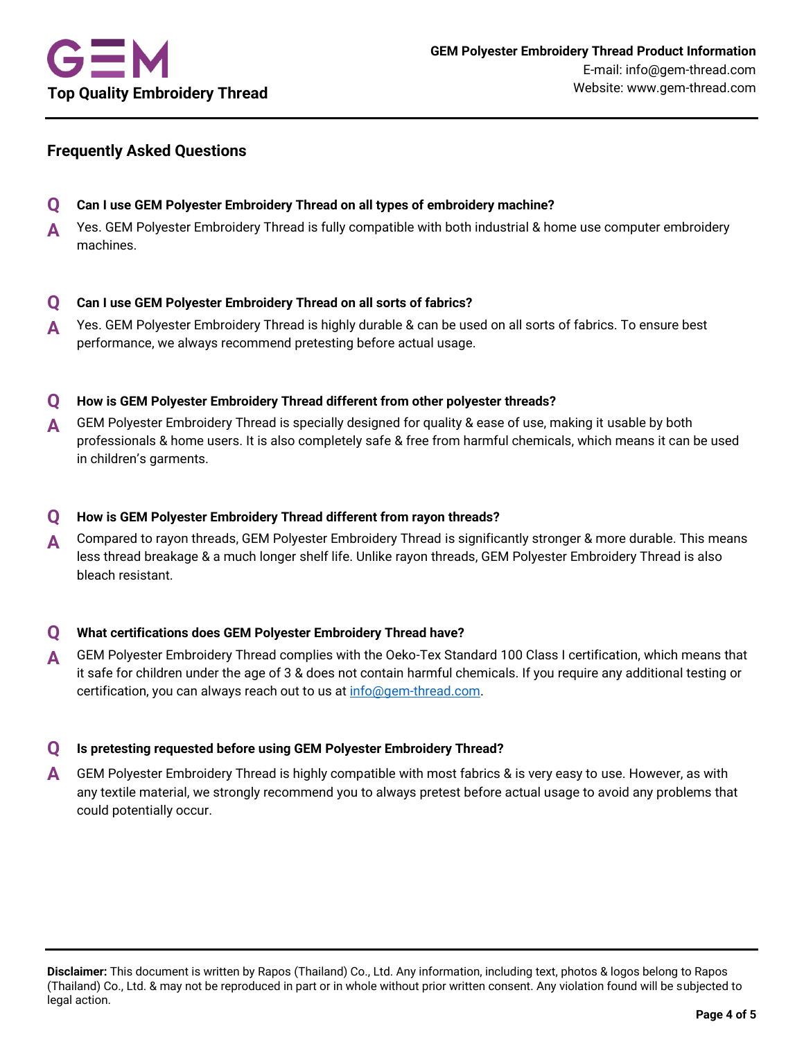## Frequently Asked Questions

**Q** **Can I use GEM Polyester Embroidery Thread on all types of embroidery machine?**

**A** Yes. GEM Polyester Embroidery Thread is fully compatible with both industrial & home use computer embroidery machines.

**Q** **Can I use GEM Polyester Embroidery Thread on all sorts of fabrics?**

**A** Yes. GEM Polyester Embroidery Thread is highly durable & can be used on all sorts of fabrics. To ensure best performance, we always recommend pretesting before actual usage.

**Q** **How is GEM Polyester Embroidery Thread different from other polyester threads?**

**A** GEM Polyester Embroidery Thread is specially designed for quality & ease of use, making it usable by both professionals & home users. It is also completely safe & free from harmful chemicals, which means it can be used in children's garments.

**Q** **How is GEM Polyester Embroidery Thread different from rayon threads?**

**A** Compared to rayon threads, GEM Polyester Embroidery Thread is significantly stronger & more durable. This means less thread breakage & a much longer shelf life. Unlike rayon threads, GEM Polyester Embroidery Thread is also bleach resistant.

**Q** **What certifications does GEM Polyester Embroidery Thread have?**

**A** GEM Polyester Embroidery Thread complies with the Oeko-Tex Standard 100 Class I certification, which means that it safe for children under the age of 3 & does not contain harmful chemicals. If you require any additional testing or certification, you can always reach out to us at info@gem-thread.com.

**Q** **Is pretesting requested before using GEM Polyester Embroidery Thread?**

**A** GEM Polyester Embroidery Thread is highly compatible with most fabrics & is very easy to use. However, as with any textile material, we strongly recommend you to always pretest before actual usage to avoid any problems that could potentially occur.

**Disclaimer:** This document is written by Rapos (Thailand) Co., Ltd. Any information, including text, photos & logos belong to Rapos (Thailand) Co., Ltd. & may not be reproduced in part or in whole without prior written consent. Any violation found will be subjected to legal action.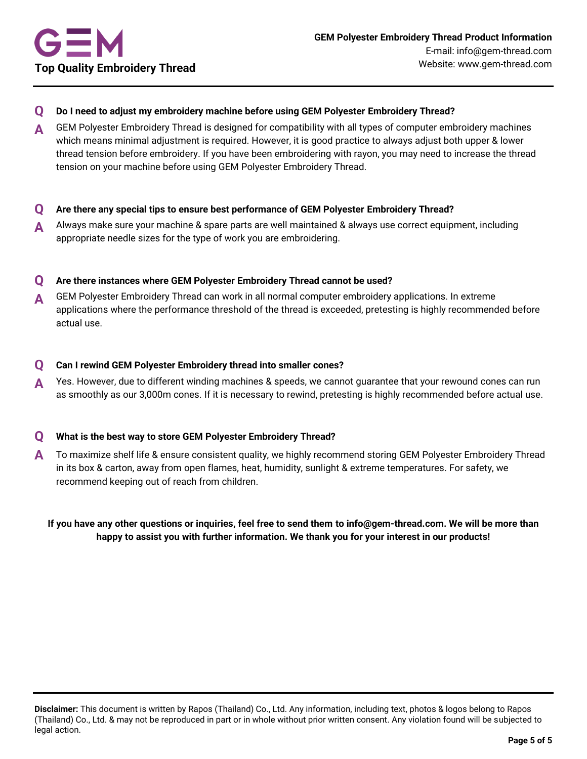**Q** **Do I need to adjust my embroidery machine before using GEM Polyester Embroidery Thread?**

**A** GEM Polyester Embroidery Thread is designed for compatibility with all types of computer embroidery machines which means minimal adjustment is required. However, it is good practice to always adjust both upper & lower thread tension before embroidery. If you have been embroidering with rayon, you may need to increase the thread tension on your machine before using GEM Polyester Embroidery Thread.

**Q** **Are there any special tips to ensure best performance of GEM Polyester Embroidery Thread?**

**A** Always make sure your machine & spare parts are well maintained & always use correct equipment, including appropriate needle sizes for the type of work you are embroidering.

**Q** **Are there instances where GEM Polyester Embroidery Thread cannot be used?**

**A** GEM Polyester Embroidery Thread can work in all normal computer embroidery applications. In extreme applications where the performance threshold of the thread is exceeded, pretesting is highly recommended before actual use.

**Q** **Can I rewind GEM Polyester Embroidery thread into smaller cones?**

**A** Yes. However, due to different winding machines & speeds, we cannot guarantee that your rewound cones can run as smoothly as our 3,000m cones. If it is necessary to rewind, pretesting is highly recommended before actual use.

**Q** **What is the best way to store GEM Polyester Embroidery Thread?**

**A** To maximize shelf life & ensure consistent quality, we highly recommend storing GEM Polyester Embroidery Thread in its box & carton, away from open flames, heat, humidity, sunlight & extreme temperatures. For safety, we recommend keeping out of reach from children.

**If you have any other questions or inquiries, feel free to send them to info@gem-thread.com. We will be more than happy to assist you with further information. We thank you for your interest in our products!**

**Disclaimer:** This document is written by Rapos (Thailand) Co., Ltd. Any information, including text, photos & logos belong to Rapos (Thailand) Co., Ltd. & may not be reproduced in part or in whole without prior written consent. Any violation found will be subjected to legal action.